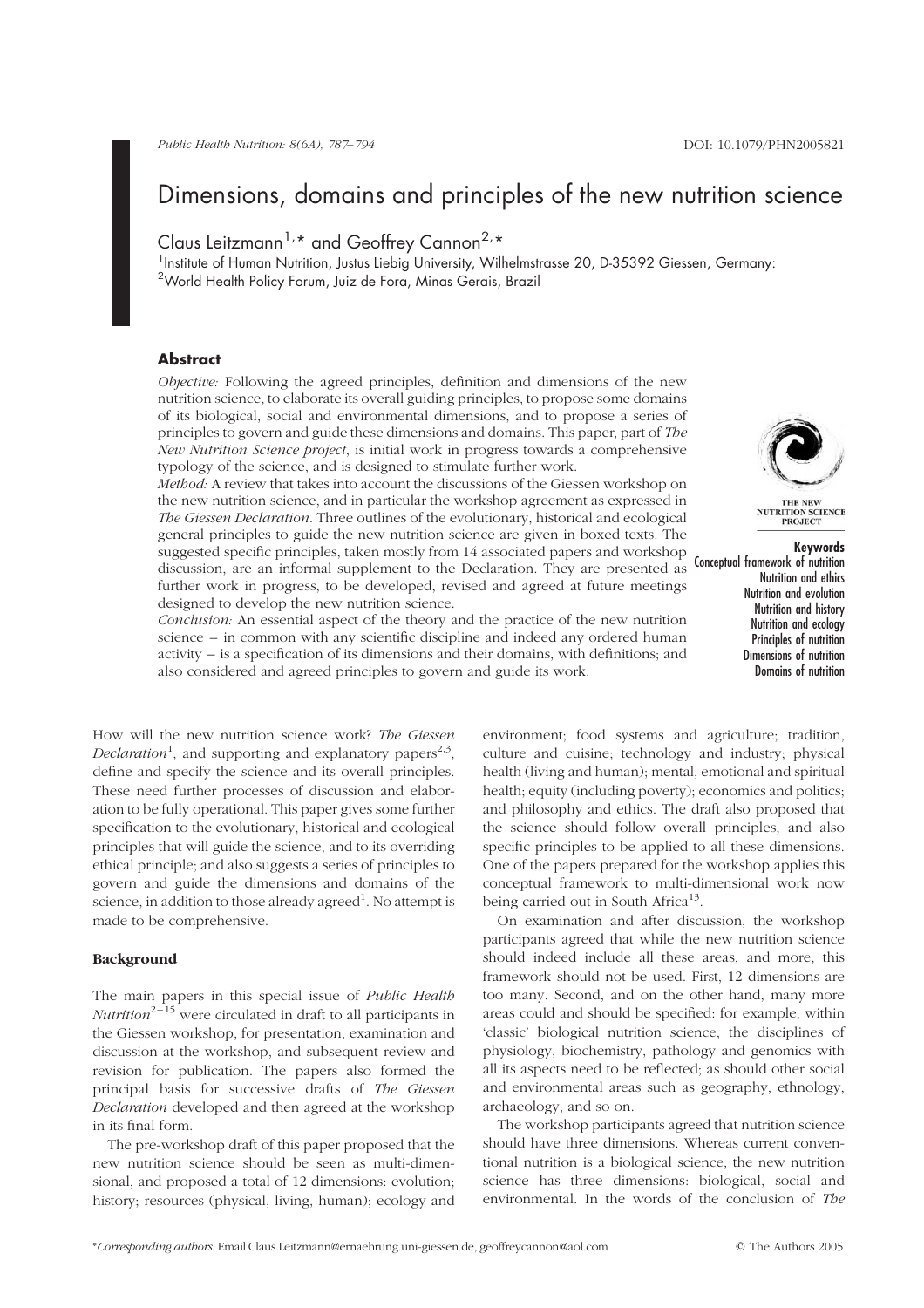# Dimensions, domains and principles of the new nutrition science

Claus Leitzmann[1,*] and Geoffrey Cannon[2,*]

[1]Institute of Human Nutrition, Justus Liebig University, Wilhelmstrasse 20, D-35392 Giessen, Germany:
[2]World Health Policy Forum, Juiz de Fora, Minas Gerais, Brazil

## Abstract

*Objective:* Following the agreed principles, definition and dimensions of the new nutrition science, to elaborate its overall guiding principles, to propose some domains of its biological, social and environmental dimensions, and to propose a series of principles to govern and guide these dimensions and domains. This paper, part of *The New Nutrition Science project*, is initial work in progress towards a comprehensive typology of the science, and is designed to stimulate further work.

*Method:* A review that takes into account the discussions of the Giessen workshop on the new nutrition science, and in particular the workshop agreement as expressed in *The Giessen Declaration*. Three outlines of the evolutionary, historical and ecological general principles to guide the new nutrition science are given in boxed texts. The suggested specific principles, taken mostly from 14 associated papers and workshop discussion, are an informal supplement to the Declaration. They are presented as further work in progress, to be developed, revised and agreed at future meetings designed to develop the new nutrition science.

*Conclusion:* An essential aspect of the theory and the practice of the new nutrition science – in common with any scientific discipline and indeed any ordered human activity – is a specification of its dimensions and their domains, with definitions; and also considered and agreed principles to govern and guide its work.

THE NEW NUTRITION SCIENCE PROJECT

**Keywords**
Conceptual framework of nutrition
Nutrition and ethics
Nutrition and evolution
Nutrition and history
Nutrition and ecology
Principles of nutrition
Dimensions of nutrition
Domains of nutrition

How will the new nutrition science work? *The Giessen Declaration*[1], and supporting and explanatory papers[2,3], define and specify the science and its overall principles. These need further processes of discussion and elaboration to be fully operational. This paper gives some further specification to the evolutionary, historical and ecological principles that will guide the science, and to its overriding ethical principle; and also suggests a series of principles to govern and guide the dimensions and domains of the science, in addition to those already agreed[1]. No attempt is made to be comprehensive.

### Background

The main papers in this special issue of *Public Health Nutrition*[2–15] were circulated in draft to all participants in the Giessen workshop, for presentation, examination and discussion at the workshop, and subsequent review and revision for publication. The papers also formed the principal basis for successive drafts of *The Giessen Declaration* developed and then agreed at the workshop in its final form.

The pre-workshop draft of this paper proposed that the new nutrition science should be seen as multi-dimensional, and proposed a total of 12 dimensions: evolution; history; resources (physical, living, human); ecology and environment; food systems and agriculture; tradition, culture and cuisine; technology and industry; physical health (living and human); mental, emotional and spiritual health; equity (including poverty); economics and politics; and philosophy and ethics. The draft also proposed that the science should follow overall principles, and also specific principles to be applied to all these dimensions. One of the papers prepared for the workshop applies this conceptual framework to multi-dimensional work now being carried out in South Africa[13].

On examination and after discussion, the workshop participants agreed that while the new nutrition science should indeed include all these areas, and more, this framework should not be used. First, 12 dimensions are too many. Second, and on the other hand, many more areas could and should be specified: for example, within 'classic' biological nutrition science, the disciplines of physiology, biochemistry, pathology and genomics with all its aspects need to be reflected; as should other social and environmental areas such as geography, ethnology, archaeology, and so on.

The workshop participants agreed that nutrition science should have three dimensions. Whereas current conventional nutrition is a biological science, the new nutrition science has three dimensions: biological, social and environmental. In the words of the conclusion of *The*

*Corresponding authors: Email Claus.Leitzmann@ernaehrung.uni-giessen.de, geoffreycannon@aol.com

© The Authors 2005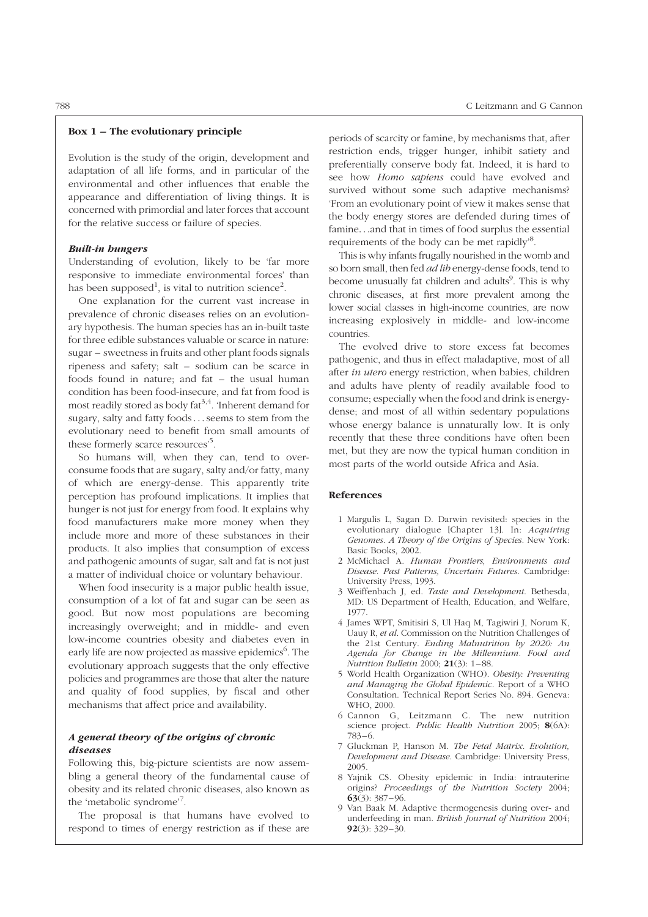### Box 1 – The evolutionary principle

Evolution is the study of the origin, development and adaptation of all life forms, and in particular of the environmental and other influences that enable the appearance and differentiation of living things. It is concerned with primordial and later forces that account for the relative success or failure of species.

#### *Built-in hungers*

Understanding of evolution, likely to be 'far more responsive to immediate environmental forces' than has been supposed[1], is vital to nutrition science[2].

One explanation for the current vast increase in prevalence of chronic diseases relies on an evolutionary hypothesis. The human species has an in-built taste for three edible substances valuable or scarce in nature: sugar – sweetness in fruits and other plant foods signals ripeness and safety; salt – sodium can be scarce in foods found in nature; and fat – the usual human condition has been food-insecure, and fat from food is most readily stored as body fat[3,4]. 'Inherent demand for sugary, salty and fatty foods . . . seems to stem from the evolutionary need to benefit from small amounts of these formerly scarce resources'[5].

So humans will, when they can, tend to over-consume foods that are sugary, salty and/or fatty, many of which are energy-dense. This apparently trite perception has profound implications. It implies that hunger is not just for energy from food. It explains why food manufacturers make more money when they include more and more of these substances in their products. It also implies that consumption of excess and pathogenic amounts of sugar, salt and fat is not just a matter of individual choice or voluntary behaviour.

When food insecurity is a major public health issue, consumption of a lot of fat and sugar can be seen as good. But now most populations are becoming increasingly overweight; and in middle- and even low-income countries obesity and diabetes even in early life are now projected as massive epidemics[6]. The evolutionary approach suggests that the only effective policies and programmes are those that alter the nature and quality of food supplies, by fiscal and other mechanisms that affect price and availability.

#### *A general theory of the origins of chronic diseases*

Following this, big-picture scientists are now assembling a general theory of the fundamental cause of obesity and its related chronic diseases, also known as the 'metabolic syndrome'[7].

The proposal is that humans have evolved to respond to times of energy restriction as if these are periods of scarcity or famine, by mechanisms that, after restriction ends, trigger hunger, inhibit satiety and preferentially conserve body fat. Indeed, it is hard to see how *Homo sapiens* could have evolved and survived without some such adaptive mechanisms? 'From an evolutionary point of view it makes sense that the body energy stores are defended during times of famine. . .and that in times of food surplus the essential requirements of the body can be met rapidly'[8].

This is why infants frugally nourished in the womb and so born small, then fed *ad lib* energy-dense foods, tend to become unusually fat children and adults[9]. This is why chronic diseases, at first more prevalent among the lower social classes in high-income countries, are now increasing explosively in middle- and low-income countries.

The evolved drive to store excess fat becomes pathogenic, and thus in effect maladaptive, most of all after *in utero* energy restriction, when babies, children and adults have plenty of readily available food to consume; especially when the food and drink is energy-dense; and most of all within sedentary populations whose energy balance is unnaturally low. It is only recently that these three conditions have often been met, but they are now the typical human condition in most parts of the world outside Africa and Asia.

#### References

1. Margulis L, Sagan D. Darwin revisited: species in the evolutionary dialogue [Chapter 13]. In: *Acquiring Genomes. A Theory of the Origins of Species*. New York: Basic Books, 2002.
2. McMichael A. *Human Frontiers, Environments and Disease. Past Patterns, Uncertain Futures*. Cambridge: University Press, 1993.
3. Weiffenbach J, ed. *Taste and Development*. Bethesda, MD: US Department of Health, Education, and Welfare, 1977.
4. James WPT, Smitisiri S, Ul Haq M, Tagiwiri J, Norum K, Uauy R, *et al*. Commission on the Nutrition Challenges of the 21st Century. *Ending Malnutrition by 2020: An Agenda for Change in the Millennium*. *Food and Nutrition Bulletin* 2000; **21**(3): 1–88.
5. World Health Organization (WHO). *Obesity: Preventing and Managing the Global Epidemic*. Report of a WHO Consultation. Technical Report Series No. 894. Geneva: WHO, 2000.
6. Cannon G, Leitzmann C. The new nutrition science project. *Public Health Nutrition* 2005; **8**(6A): 783–6.
7. Gluckman P, Hanson M. *The Fetal Matrix. Evolution, Development and Disease*. Cambridge: University Press, 2005.
8. Yajnik CS. Obesity epidemic in India: intrauterine origins? *Proceedings of the Nutrition Society* 2004; **63**(3): 387–96.
9. Van Baak M. Adaptive thermogenesis during over- and underfeeding in man. *British Journal of Nutrition* 2004; **92**(3): 329–30.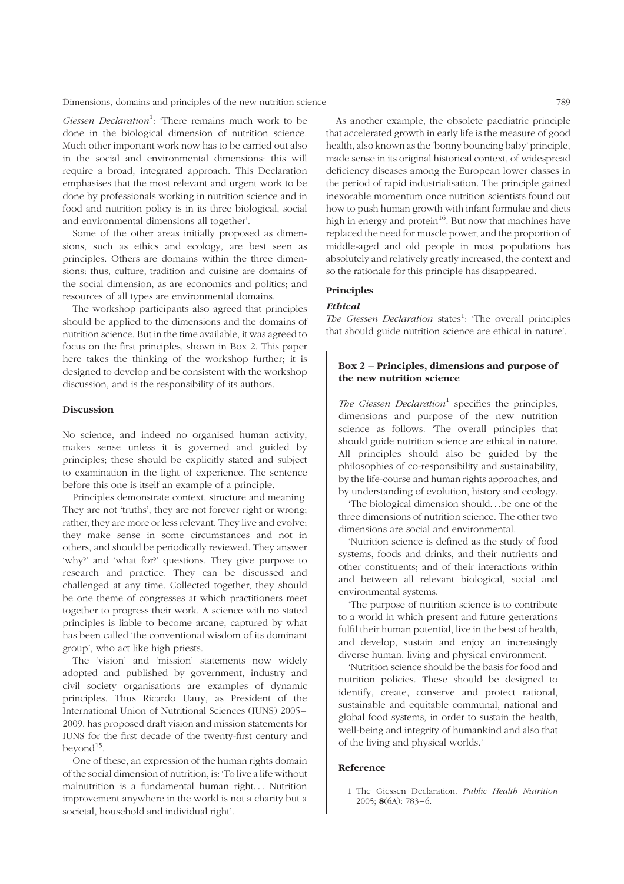*Giessen Declaration*[1]: 'There remains much work to be done in the biological dimension of nutrition science. Much other important work now has to be carried out also in the social and environmental dimensions: this will require a broad, integrated approach. This Declaration emphasises that the most relevant and urgent work to be done by professionals working in nutrition science and in food and nutrition policy is in its three biological, social and environmental dimensions all together'.

Some of the other areas initially proposed as dimensions, such as ethics and ecology, are best seen as principles. Others are domains within the three dimensions: thus, culture, tradition and cuisine are domains of the social dimension, as are economics and politics; and resources of all types are environmental domains.

The workshop participants also agreed that principles should be applied to the dimensions and the domains of nutrition science. But in the time available, it was agreed to focus on the first principles, shown in Box 2. This paper here takes the thinking of the workshop further; it is designed to develop and be consistent with the workshop discussion, and is the responsibility of its authors.

## Discussion

No science, and indeed no organised human activity, makes sense unless it is governed and guided by principles; these should be explicitly stated and subject to examination in the light of experience. The sentence before this one is itself an example of a principle.

Principles demonstrate context, structure and meaning. They are not 'truths', they are not forever right or wrong; rather, they are more or less relevant. They live and evolve; they make sense in some circumstances and not in others, and should be periodically reviewed. They answer 'why?' and 'what for?' questions. They give purpose to research and practice. They can be discussed and challenged at any time. Collected together, they should be one theme of congresses at which practitioners meet together to progress their work. A science with no stated principles is liable to become arcane, captured by what has been called 'the conventional wisdom of its dominant group', who act like high priests.

The 'vision' and 'mission' statements now widely adopted and published by government, industry and civil society organisations are examples of dynamic principles. Thus Ricardo Uauy, as President of the International Union of Nutritional Sciences (IUNS) 2005–2009, has proposed draft vision and mission statements for IUNS for the first decade of the twenty-first century and beyond[15].

One of these, an expression of the human rights domain of the social dimension of nutrition, is: 'To live a life without malnutrition is a fundamental human right… Nutrition improvement anywhere in the world is not a charity but a societal, household and individual right'.

As another example, the obsolete paediatric principle that accelerated growth in early life is the measure of good health, also known as the 'bonny bouncing baby' principle, made sense in its original historical context, of widespread deficiency diseases among the European lower classes in the period of rapid industrialisation. The principle gained inexorable momentum once nutrition scientists found out how to push human growth with infant formulae and diets high in energy and protein[16]. But now that machines have replaced the need for muscle power, and the proportion of middle-aged and old people in most populations has absolutely and relatively greatly increased, the context and so the rationale for this principle has disappeared.

## Principles

### *Ethical*

*The Giessen Declaration* states[1]: 'The overall principles that should guide nutrition science are ethical in nature'.

> **Box 2 – Principles, dimensions and purpose of the new nutrition science**
>
> *The Giessen Declaration*[1] specifies the principles, dimensions and purpose of the new nutrition science as follows. 'The overall principles that should guide nutrition science are ethical in nature. All principles should also be guided by the philosophies of co-responsibility and sustainability, by the life-course and human rights approaches, and by understanding of evolution, history and ecology.
>
> 'The biological dimension should…be one of the three dimensions of nutrition science. The other two dimensions are social and environmental.
>
> 'Nutrition science is defined as the study of food systems, foods and drinks, and their nutrients and other constituents; and of their interactions within and between all relevant biological, social and environmental systems.
>
> 'The purpose of nutrition science is to contribute to a world in which present and future generations fulfil their human potential, live in the best of health, and develop, sustain and enjoy an increasingly diverse human, living and physical environment.
>
> 'Nutrition science should be the basis for food and nutrition policies. These should be designed to identify, create, conserve and protect rational, sustainable and equitable communal, national and global food systems, in order to sustain the health, well-being and integrity of humankind and also that of the living and physical worlds.'
>
> **Reference**
>
> 1 The Giessen Declaration. *Public Health Nutrition* 2005; **8**(6A): 783–6.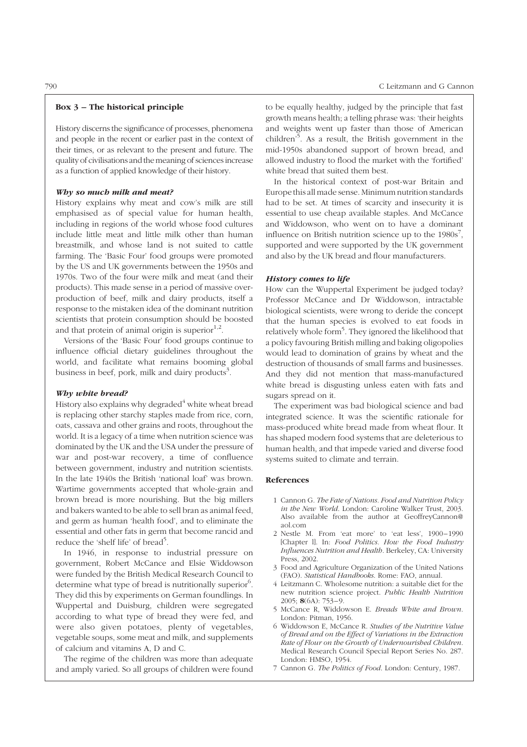## Box 3 – The historical principle

History discerns the significance of processes, phenomena and people in the recent or earlier past in the context of their times, or as relevant to the present and future. The quality of civilisations and the meaning of sciences increase as a function of applied knowledge of their history.

### *Why so much milk and meat?*

History explains why meat and cow's milk are still emphasised as of special value for human health, including in regions of the world whose food cultures include little meat and little milk other than human breastmilk, and whose land is not suited to cattle farming. The 'Basic Four' food groups were promoted by the US and UK governments between the 1950s and 1970s. Two of the four were milk and meat (and their products). This made sense in a period of massive overproduction of beef, milk and dairy products, itself a response to the mistaken idea of the dominant nutrition scientists that protein consumption should be boosted and that protein of animal origin is superior[1,2].

Versions of the 'Basic Four' food groups continue to influence official dietary guidelines throughout the world, and facilitate what remains booming global business in beef, pork, milk and dairy products[3].

### *Why white bread?*

History also explains why degraded[4] white wheat bread is replacing other starchy staples made from rice, corn, oats, cassava and other grains and roots, throughout the world. It is a legacy of a time when nutrition science was dominated by the UK and the USA under the pressure of war and post-war recovery, a time of confluence between government, industry and nutrition scientists. In the late 1940s the British 'national loaf' was brown. Wartime governments accepted that whole-grain and brown bread is more nourishing. But the big millers and bakers wanted to be able to sell bran as animal feed, and germ as human 'health food', and to eliminate the essential and other fats in germ that become rancid and reduce the 'shelf life' of bread[5].

In 1946, in response to industrial pressure on government, Robert McCance and Elsie Widdowson were funded by the British Medical Research Council to determine what type of bread is nutritionally superior[6]. They did this by experiments on German foundlings. In Wuppertal and Duisburg, children were segregated according to what type of bread they were fed, and were also given potatoes, plenty of vegetables, vegetable soups, some meat and milk, and supplements of calcium and vitamins A, D and C.

The regime of the children was more than adequate and amply varied. So all groups of children were found to be equally healthy, judged by the principle that fast growth means health; a telling phrase was: 'their heights and weights went up faster than those of American children'[5]. As a result, the British government in the mid-1950s abandoned support of brown bread, and allowed industry to flood the market with the 'fortified' white bread that suited them best.

In the historical context of post-war Britain and Europe this all made sense. Minimum nutrition standards had to be set. At times of scarcity and insecurity it is essential to use cheap available staples. And McCance and Widdowson, who went on to have a dominant influence on British nutrition science up to the 1980s[7], supported and were supported by the UK government and also by the UK bread and flour manufacturers.

### *History comes to life*

How can the Wuppertal Experiment be judged today? Professor McCance and Dr Widdowson, intractable biological scientists, were wrong to deride the concept that the human species is evolved to eat foods in relatively whole form[5]. They ignored the likelihood that a policy favouring British milling and baking oligopolies would lead to domination of grains by wheat and the destruction of thousands of small farms and businesses. And they did not mention that mass-manufactured white bread is disgusting unless eaten with fats and sugars spread on it.

The experiment was bad biological science and bad integrated science. It was the scientific rationale for mass-produced white bread made from wheat flour. It has shaped modern food systems that are deleterious to human health, and that impede varied and diverse food systems suited to climate and terrain.

### References

1. Cannon G. *The Fate of Nations. Food and Nutrition Policy in the New World*. London: Caroline Walker Trust, 2003. Also available from the author at GeoffreyCannon@aol.com
2. Nestle M. From 'eat more' to 'eat less', 1900–1990 [Chapter 1]. In: *Food Politics. How the Food Industry Influences Nutrition and Health*. Berkeley, CA: University Press, 2002.
3. Food and Agriculture Organization of the United Nations (FAO). *Statistical Handbooks*. Rome: FAO, annual.
4. Leitzmann C. Wholesome nutrition: a suitable diet for the new nutrition science project. *Public Health Nutrition* 2005; **8**(6A): 753–9.
5. McCance R, Widdowson E. *Breads White and Brown*. London: Pitman, 1956.
6. Widdowson E, McCance R. *Studies of the Nutritive Value of Bread and on the Effect of Variations in the Extraction Rate of Flour on the Growth of Undernourished Children*. Medical Research Council Special Report Series No. 287. London: HMSO, 1954.
7. Cannon G. *The Politics of Food*. London: Century, 1987.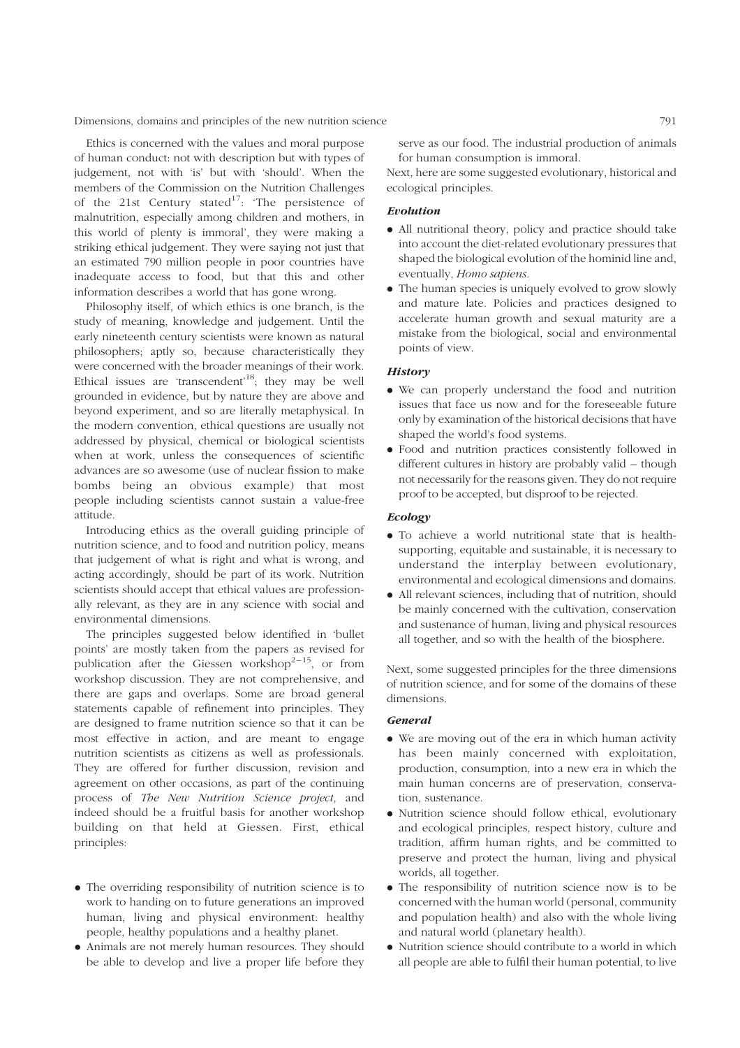Ethics is concerned with the values and moral purpose of human conduct: not with description but with types of judgement, not with 'is' but with 'should'. When the members of the Commission on the Nutrition Challenges of the 21st Century stated[17]: 'The persistence of malnutrition, especially among children and mothers, in this world of plenty is immoral', they were making a striking ethical judgement. They were saying not just that an estimated 790 million people in poor countries have inadequate access to food, but that this and other information describes a world that has gone wrong.

Philosophy itself, of which ethics is one branch, is the study of meaning, knowledge and judgement. Until the early nineteenth century scientists were known as natural philosophers; aptly so, because characteristically they were concerned with the broader meanings of their work. Ethical issues are 'transcendent'[18]; they may be well grounded in evidence, but by nature they are above and beyond experiment, and so are literally metaphysical. In the modern convention, ethical questions are usually not addressed by physical, chemical or biological scientists when at work, unless the consequences of scientific advances are so awesome (use of nuclear fission to make bombs being an obvious example) that most people including scientists cannot sustain a value-free attitude.

Introducing ethics as the overall guiding principle of nutrition science, and to food and nutrition policy, means that judgement of what is right and what is wrong, and acting accordingly, should be part of its work. Nutrition scientists should accept that ethical values are professionally relevant, as they are in any science with social and environmental dimensions.

The principles suggested below identified in 'bullet points' are mostly taken from the papers as revised for publication after the Giessen workshop[2–15], or from workshop discussion. They are not comprehensive, and there are gaps and overlaps. Some are broad general statements capable of refinement into principles. They are designed to frame nutrition science so that it can be most effective in action, and are meant to engage nutrition scientists as citizens as well as professionals. They are offered for further discussion, revision and agreement on other occasions, as part of the continuing process of *The New Nutrition Science project*, and indeed should be a fruitful basis for another workshop building on that held at Giessen. First, ethical principles:

- The overriding responsibility of nutrition science is to work to handing on to future generations an improved human, living and physical environment: healthy people, healthy populations and a healthy planet.
- Animals are not merely human resources. They should be able to develop and live a proper life before they serve as our food. The industrial production of animals for human consumption is immoral.

Next, here are some suggested evolutionary, historical and ecological principles.

### *Evolution*

- All nutritional theory, policy and practice should take into account the diet-related evolutionary pressures that shaped the biological evolution of the hominid line and, eventually, *Homo sapiens*.
- The human species is uniquely evolved to grow slowly and mature late. Policies and practices designed to accelerate human growth and sexual maturity are a mistake from the biological, social and environmental points of view.

### *History*

- We can properly understand the food and nutrition issues that face us now and for the foreseeable future only by examination of the historical decisions that have shaped the world's food systems.
- Food and nutrition practices consistently followed in different cultures in history are probably valid – though not necessarily for the reasons given. They do not require proof to be accepted, but disproof to be rejected.

### *Ecology*

- To achieve a world nutritional state that is health-supporting, equitable and sustainable, it is necessary to understand the interplay between evolutionary, environmental and ecological dimensions and domains.
- All relevant sciences, including that of nutrition, should be mainly concerned with the cultivation, conservation and sustenance of human, living and physical resources all together, and so with the health of the biosphere.

Next, some suggested principles for the three dimensions of nutrition science, and for some of the domains of these dimensions.

### *General*

- We are moving out of the era in which human activity has been mainly concerned with exploitation, production, consumption, into a new era in which the main human concerns are of preservation, conservation, sustenance.
- Nutrition science should follow ethical, evolutionary and ecological principles, respect history, culture and tradition, affirm human rights, and be committed to preserve and protect the human, living and physical worlds, all together.
- The responsibility of nutrition science now is to be concerned with the human world (personal, community and population health) and also with the whole living and natural world (planetary health).
- Nutrition science should contribute to a world in which all people are able to fulfil their human potential, to live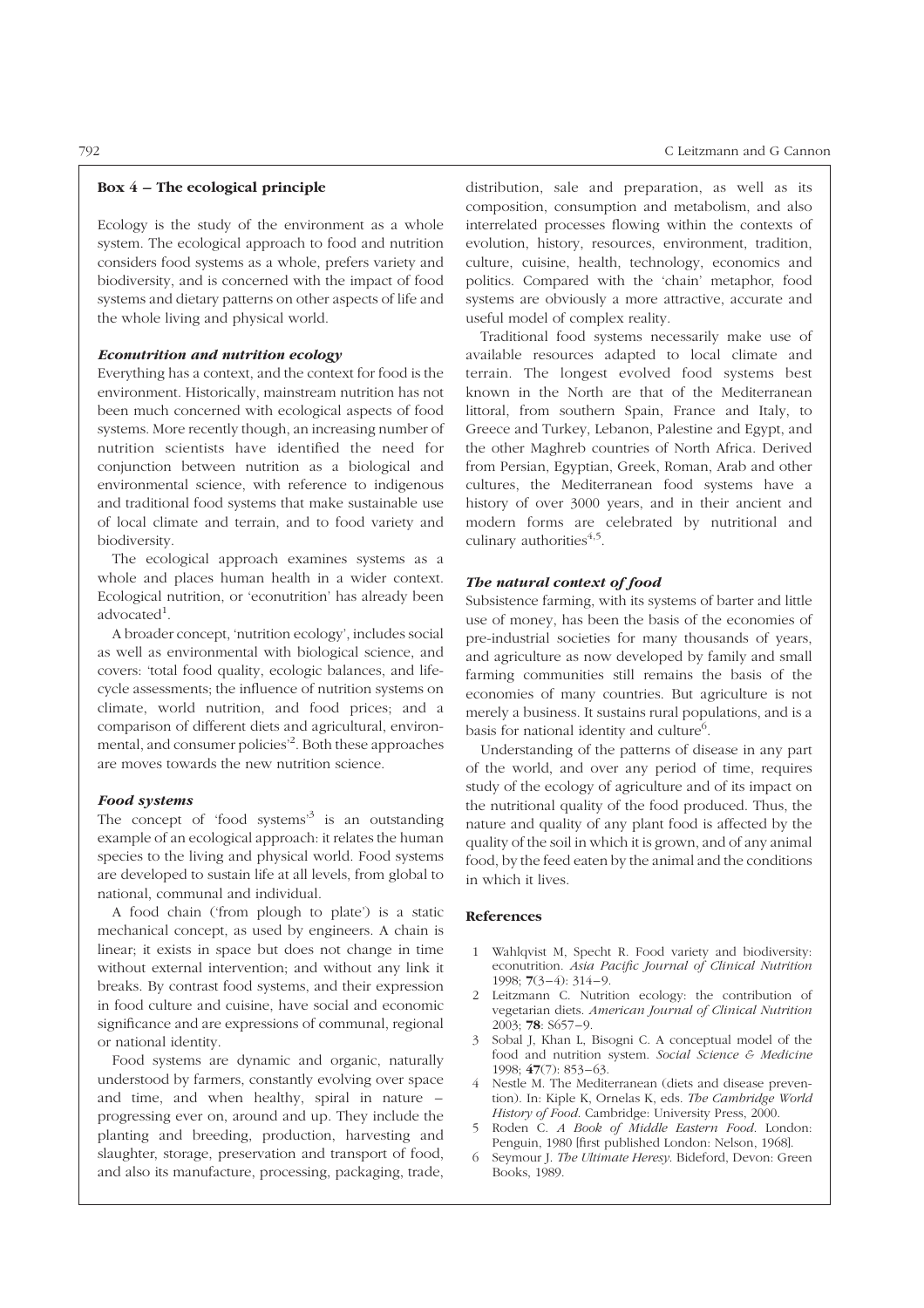## Box 4 – The ecological principle

Ecology is the study of the environment as a whole system. The ecological approach to food and nutrition considers food systems as a whole, prefers variety and biodiversity, and is concerned with the impact of food systems and dietary patterns on other aspects of life and the whole living and physical world.

### *Econutrition and nutrition ecology*

Everything has a context, and the context for food is the environment. Historically, mainstream nutrition has not been much concerned with ecological aspects of food systems. More recently though, an increasing number of nutrition scientists have identified the need for conjunction between nutrition as a biological and environmental science, with reference to indigenous and traditional food systems that make sustainable use of local climate and terrain, and to food variety and biodiversity.

The ecological approach examines systems as a whole and places human health in a wider context. Ecological nutrition, or 'econutrition' has already been advocated[1].

A broader concept, 'nutrition ecology', includes social as well as environmental with biological science, and covers: 'total food quality, ecologic balances, and life-cycle assessments; the influence of nutrition systems on climate, world nutrition, and food prices; and a comparison of different diets and agricultural, environmental, and consumer policies'[2]. Both these approaches are moves towards the new nutrition science.

### *Food systems*

The concept of 'food systems'[3] is an outstanding example of an ecological approach: it relates the human species to the living and physical world. Food systems are developed to sustain life at all levels, from global to national, communal and individual.

A food chain ('from plough to plate') is a static mechanical concept, as used by engineers. A chain is linear; it exists in space but does not change in time without external intervention; and without any link it breaks. By contrast food systems, and their expression in food culture and cuisine, have social and economic significance and are expressions of communal, regional or national identity.

Food systems are dynamic and organic, naturally understood by farmers, constantly evolving over space and time, and when healthy, spiral in nature – progressing ever on, around and up. They include the planting and breeding, production, harvesting and slaughter, storage, preservation and transport of food, and also its manufacture, processing, packaging, trade, distribution, sale and preparation, as well as its composition, consumption and metabolism, and also interrelated processes flowing within the contexts of evolution, history, resources, environment, tradition, culture, cuisine, health, technology, economics and politics. Compared with the 'chain' metaphor, food systems are obviously a more attractive, accurate and useful model of complex reality.

Traditional food systems necessarily make use of available resources adapted to local climate and terrain. The longest evolved food systems best known in the North are that of the Mediterranean littoral, from southern Spain, France and Italy, to Greece and Turkey, Lebanon, Palestine and Egypt, and the other Maghreb countries of North Africa. Derived from Persian, Egyptian, Greek, Roman, Arab and other cultures, the Mediterranean food systems have a history of over 3000 years, and in their ancient and modern forms are celebrated by nutritional and culinary authorities[4,5].

### *The natural context of food*

Subsistence farming, with its systems of barter and little use of money, has been the basis of the economies of pre-industrial societies for many thousands of years, and agriculture as now developed by family and small farming communities still remains the basis of the economies of many countries. But agriculture is not merely a business. It sustains rural populations, and is a basis for national identity and culture[6].

Understanding of the patterns of disease in any part of the world, and over any period of time, requires study of the ecology of agriculture and of its impact on the nutritional quality of the food produced. Thus, the nature and quality of any plant food is affected by the quality of the soil in which it is grown, and of any animal food, by the feed eaten by the animal and the conditions in which it lives.

### References

1. Wahlqvist M, Specht R. Food variety and biodiversity: econutrition. *Asia Pacific Journal of Clinical Nutrition* 1998; **7**(3–4): 314–9.
2. Leitzmann C. Nutrition ecology: the contribution of vegetarian diets. *American Journal of Clinical Nutrition* 2003; **78**: S657–9.
3. Sobal J, Khan L, Bisogni C. A conceptual model of the food and nutrition system. *Social Science & Medicine* 1998; **47**(7): 853–63.
4. Nestle M. The Mediterranean (diets and disease prevention). In: Kiple K, Ornelas K, eds. *The Cambridge World History of Food*. Cambridge: University Press, 2000.
5. Roden C. *A Book of Middle Eastern Food*. London: Penguin, 1980 [first published London: Nelson, 1968].
6. Seymour J. *The Ultimate Heresy*. Bideford, Devon: Green Books, 1989.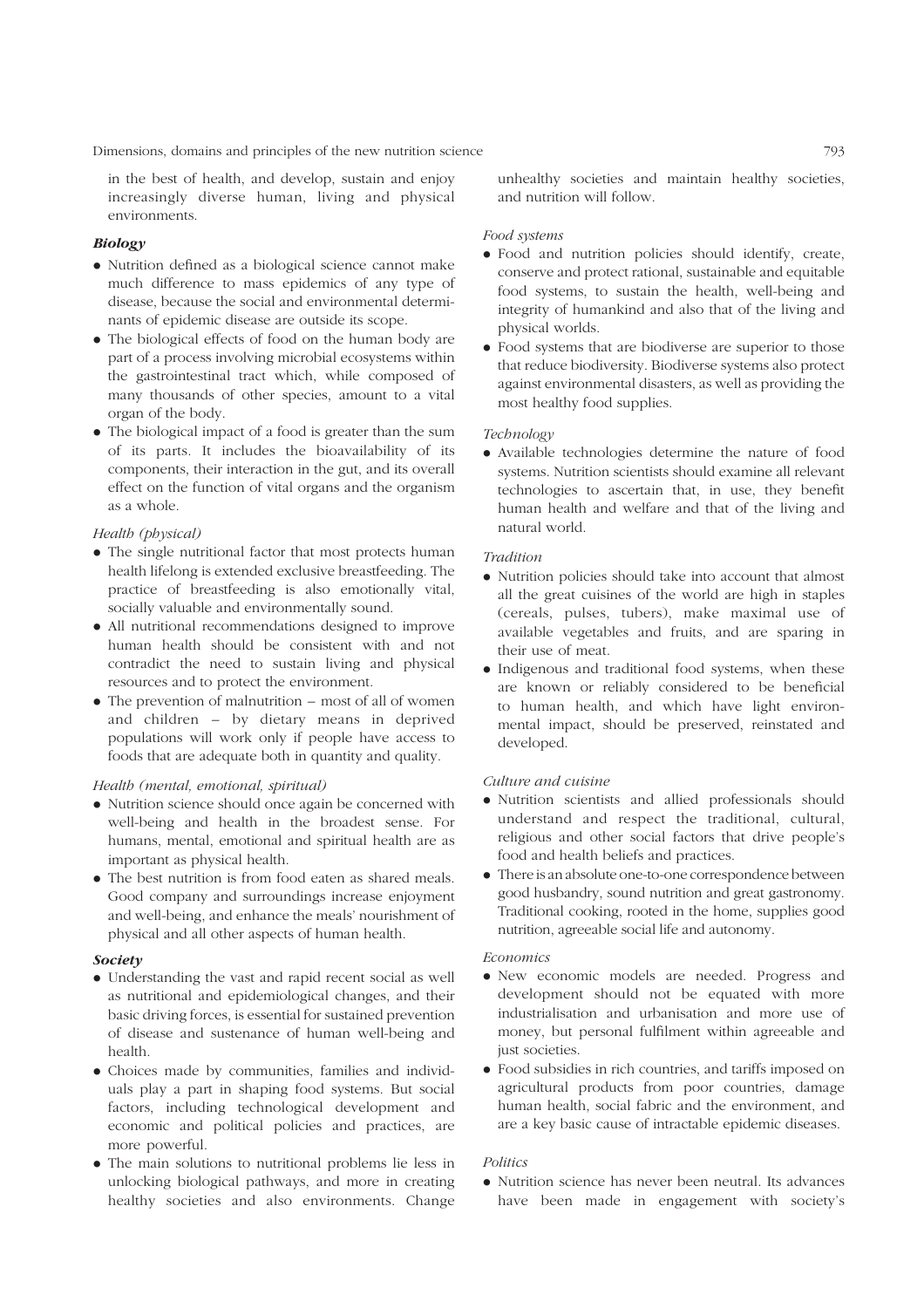in the best of health, and develop, sustain and enjoy increasingly diverse human, living and physical environments.

***Biology***

- Nutrition defined as a biological science cannot make much difference to mass epidemics of any type of disease, because the social and environmental determinants of epidemic disease are outside its scope.
- The biological effects of food on the human body are part of a process involving microbial ecosystems within the gastrointestinal tract which, while composed of many thousands of other species, amount to a vital organ of the body.
- The biological impact of a food is greater than the sum of its parts. It includes the bioavailability of its components, their interaction in the gut, and its overall effect on the function of vital organs and the organism as a whole.

*Health (physical)*

- The single nutritional factor that most protects human health lifelong is extended exclusive breastfeeding. The practice of breastfeeding is also emotionally vital, socially valuable and environmentally sound.
- All nutritional recommendations designed to improve human health should be consistent with and not contradict the need to sustain living and physical resources and to protect the environment.
- The prevention of malnutrition – most of all of women and children – by dietary means in deprived populations will work only if people have access to foods that are adequate both in quantity and quality.

*Health (mental, emotional, spiritual)*

- Nutrition science should once again be concerned with well-being and health in the broadest sense. For humans, mental, emotional and spiritual health are as important as physical health.
- The best nutrition is from food eaten as shared meals. Good company and surroundings increase enjoyment and well-being, and enhance the meals' nourishment of physical and all other aspects of human health.

***Society***

- Understanding the vast and rapid recent social as well as nutritional and epidemiological changes, and their basic driving forces, is essential for sustained prevention of disease and sustenance of human well-being and health.
- Choices made by communities, families and individuals play a part in shaping food systems. But social factors, including technological development and economic and political policies and practices, are more powerful.
- The main solutions to nutritional problems lie less in unlocking biological pathways, and more in creating healthy societies and also environments. Change unhealthy societies and maintain healthy societies, and nutrition will follow.

*Food systems*

- Food and nutrition policies should identify, create, conserve and protect rational, sustainable and equitable food systems, to sustain the health, well-being and integrity of humankind and also that of the living and physical worlds.
- Food systems that are biodiverse are superior to those that reduce biodiversity. Biodiverse systems also protect against environmental disasters, as well as providing the most healthy food supplies.

*Technology*

- Available technologies determine the nature of food systems. Nutrition scientists should examine all relevant technologies to ascertain that, in use, they benefit human health and welfare and that of the living and natural world.

*Tradition*

- Nutrition policies should take into account that almost all the great cuisines of the world are high in staples (cereals, pulses, tubers), make maximal use of available vegetables and fruits, and are sparing in their use of meat.
- Indigenous and traditional food systems, when these are known or reliably considered to be beneficial to human health, and which have light environmental impact, should be preserved, reinstated and developed.

*Culture and cuisine*

- Nutrition scientists and allied professionals should understand and respect the traditional, cultural, religious and other social factors that drive people's food and health beliefs and practices.
- There is an absolute one-to-one correspondence between good husbandry, sound nutrition and great gastronomy. Traditional cooking, rooted in the home, supplies good nutrition, agreeable social life and autonomy.

*Economics*

- New economic models are needed. Progress and development should not be equated with more industrialisation and urbanisation and more use of money, but personal fulfilment within agreeable and just societies.
- Food subsidies in rich countries, and tariffs imposed on agricultural products from poor countries, damage human health, social fabric and the environment, and are a key basic cause of intractable epidemic diseases.

*Politics*

- Nutrition science has never been neutral. Its advances have been made in engagement with society's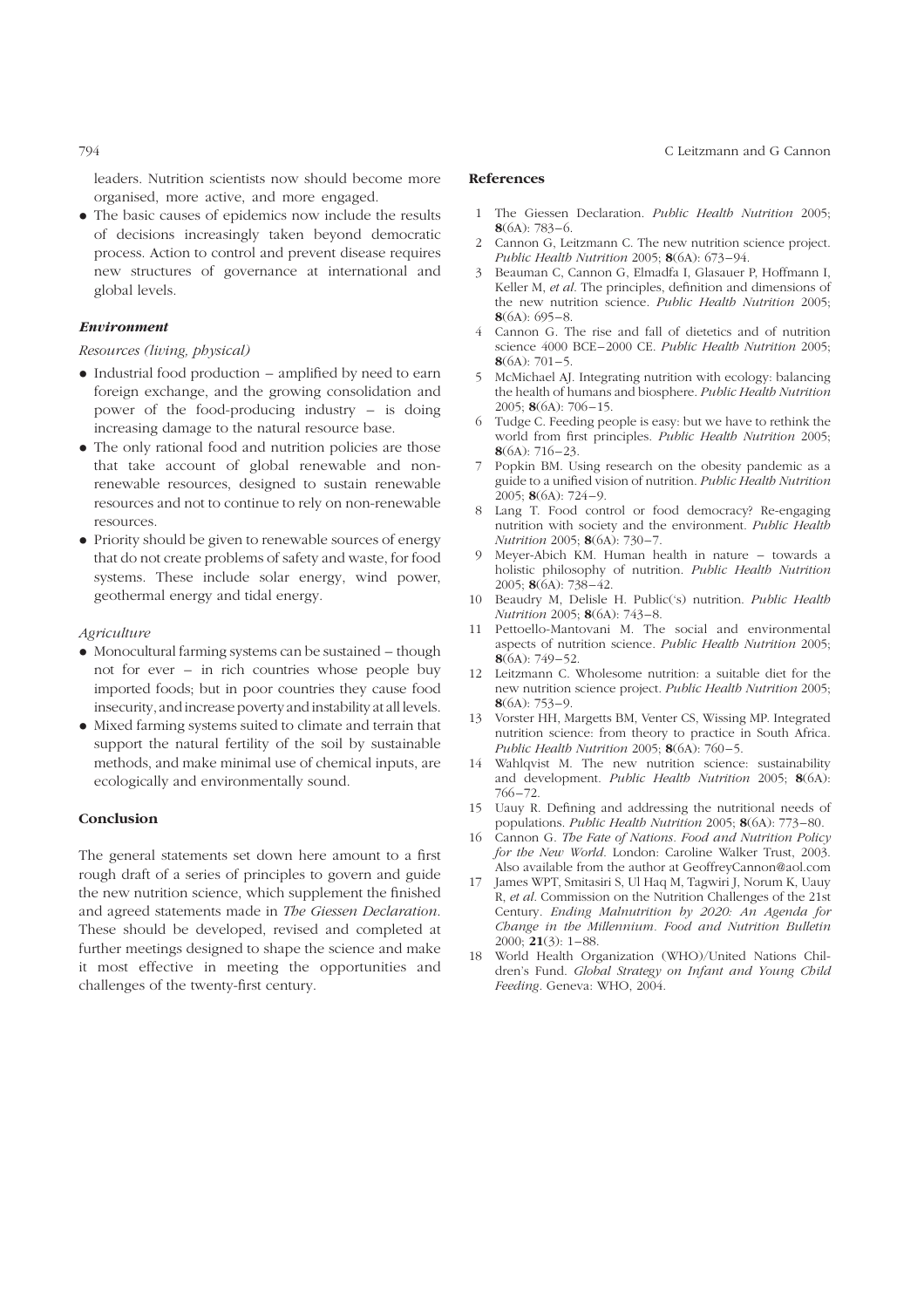leaders. Nutrition scientists now should become more organised, more active, and more engaged.

- The basic causes of epidemics now include the results of decisions increasingly taken beyond democratic process. Action to control and prevent disease requires new structures of governance at international and global levels.

### *Environment*

*Resources (living, physical)*

- Industrial food production – amplified by need to earn foreign exchange, and the growing consolidation and power of the food-producing industry – is doing increasing damage to the natural resource base.
- The only rational food and nutrition policies are those that take account of global renewable and non-renewable resources, designed to sustain renewable resources and not to continue to rely on non-renewable resources.
- Priority should be given to renewable sources of energy that do not create problems of safety and waste, for food systems. These include solar energy, wind power, geothermal energy and tidal energy.

*Agriculture*

- Monocultural farming systems can be sustained – though not for ever – in rich countries whose people buy imported foods; but in poor countries they cause food insecurity, and increase poverty and instability at all levels.
- Mixed farming systems suited to climate and terrain that support the natural fertility of the soil by sustainable methods, and make minimal use of chemical inputs, are ecologically and environmentally sound.

## Conclusion

The general statements set down here amount to a first rough draft of a series of principles to govern and guide the new nutrition science, which supplement the finished and agreed statements made in *The Giessen Declaration*. These should be developed, revised and completed at further meetings designed to shape the science and make it most effective in meeting the opportunities and challenges of the twenty-first century.

## References

1. The Giessen Declaration. *Public Health Nutrition* 2005; **8**(6A): 783–6.
2. Cannon G, Leitzmann C. The new nutrition science project. *Public Health Nutrition* 2005; **8**(6A): 673–94.
3. Beauman C, Cannon G, Elmadfa I, Glasauer P, Hoffmann I, Keller M, *et al*. The principles, definition and dimensions of the new nutrition science. *Public Health Nutrition* 2005; **8**(6A): 695–8.
4. Cannon G. The rise and fall of dietetics and of nutrition science 4000 BCE–2000 CE. *Public Health Nutrition* 2005; **8**(6A): 701–5.
5. McMichael AJ. Integrating nutrition with ecology: balancing the health of humans and biosphere. *Public Health Nutrition* 2005; **8**(6A): 706–15.
6. Tudge C. Feeding people is easy: but we have to rethink the world from first principles. *Public Health Nutrition* 2005; **8**(6A): 716–23.
7. Popkin BM. Using research on the obesity pandemic as a guide to a unified vision of nutrition. *Public Health Nutrition* 2005; **8**(6A): 724–9.
8. Lang T. Food control or food democracy? Re-engaging nutrition with society and the environment. *Public Health Nutrition* 2005; **8**(6A): 730–7.
9. Meyer-Abich KM. Human health in nature – towards a holistic philosophy of nutrition. *Public Health Nutrition* 2005; **8**(6A): 738–42.
10. Beaudry M, Delisle H. Public('s) nutrition. *Public Health Nutrition* 2005; **8**(6A): 743–8.
11. Pettoello-Mantovani M. The social and environmental aspects of nutrition science. *Public Health Nutrition* 2005; **8**(6A): 749–52.
12. Leitzmann C. Wholesome nutrition: a suitable diet for the new nutrition science project. *Public Health Nutrition* 2005; **8**(6A): 753–9.
13. Vorster HH, Margetts BM, Venter CS, Wissing MP. Integrated nutrition science: from theory to practice in South Africa. *Public Health Nutrition* 2005; **8**(6A): 760–5.
14. Wahlqvist M. The new nutrition science: sustainability and development. *Public Health Nutrition* 2005; **8**(6A): 766–72.
15. Uauy R. Defining and addressing the nutritional needs of populations. *Public Health Nutrition* 2005; **8**(6A): 773–80.
16. Cannon G. *The Fate of Nations. Food and Nutrition Policy for the New World*. London: Caroline Walker Trust, 2003. Also available from the author at GeoffreyCannon@aol.com
17. James WPT, Smitasiri S, Ul Haq M, Tagwiri J, Norum K, Uauy R, *et al*. Commission on the Nutrition Challenges of the 21st Century. *Ending Malnutrition by 2020: An Agenda for Change in the Millennium*. *Food and Nutrition Bulletin* 2000; **21**(3): 1–88.
18. World Health Organization (WHO)/United Nations Children's Fund. *Global Strategy on Infant and Young Child Feeding*. Geneva: WHO, 2004.